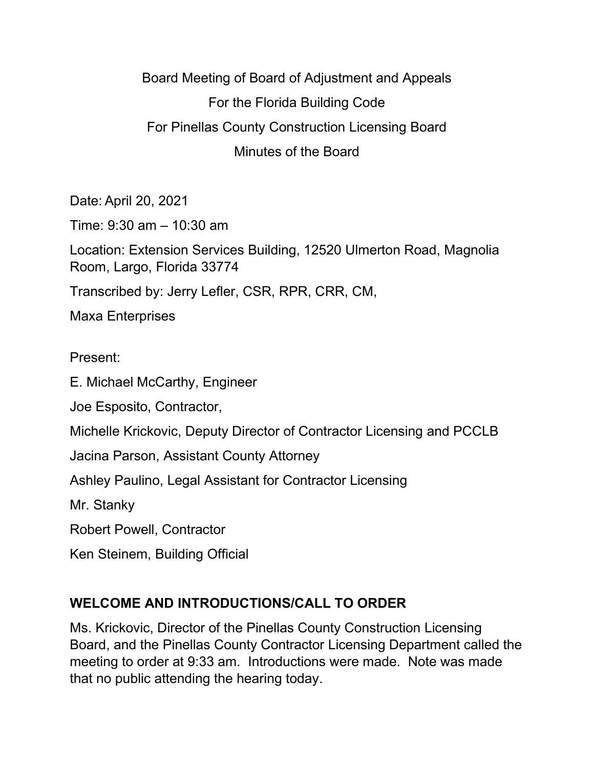# Board Meeting of Board of Adjustment and Appeals
# For the Florida Building Code
# For Pinellas County Construction Licensing Board
# Minutes of the Board

Date: April 20, 2021

Time: 9:30 am – 10:30 am

Location: Extension Services Building, 12520 Ulmerton Road, Magnolia Room, Largo, Florida 33774

Transcribed by: Jerry Lefler, CSR, RPR, CRR, CM,

Maxa Enterprises

Present:

E. Michael McCarthy, Engineer

Joe Esposito, Contractor,

Michelle Krickovic, Deputy Director of Contractor Licensing and PCCLB

Jacina Parson, Assistant County Attorney

Ashley Paulino, Legal Assistant for Contractor Licensing

Mr. Stanky

Robert Powell, Contractor

Ken Steinem, Building Official

## WELCOME AND INTRODUCTIONS/CALL TO ORDER

Ms. Krickovic, Director of the Pinellas County Construction Licensing Board, and the Pinellas County Contractor Licensing Department called the meeting to order at 9:33 am. Introductions were made. Note was made that no public attending the hearing today.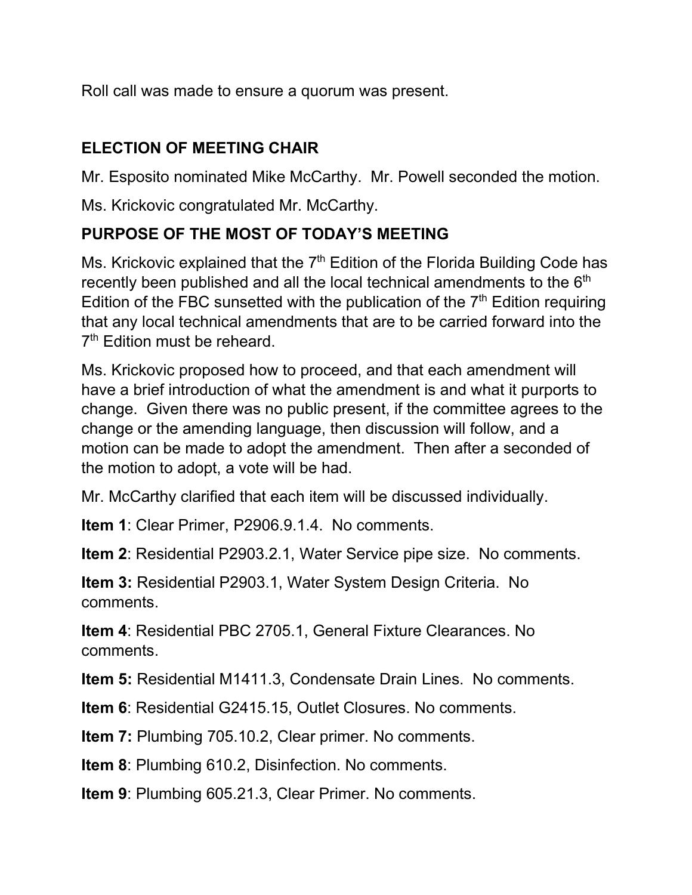Roll call was made to ensure a quorum was present.

## ELECTION OF MEETING CHAIR

Mr. Esposito nominated Mike McCarthy. Mr. Powell seconded the motion.

Ms. Krickovic congratulated Mr. McCarthy.

## PURPOSE OF THE MOST OF TODAY'S MEETING

Ms. Krickovic explained that the 7th Edition of the Florida Building Code has recently been published and all the local technical amendments to the 6th Edition of the FBC sunsetted with the publication of the 7th Edition requiring that any local technical amendments that are to be carried forward into the 7th Edition must be reheard.

Ms. Krickovic proposed how to proceed, and that each amendment will have a brief introduction of what the amendment is and what it purports to change. Given there was no public present, if the committee agrees to the change or the amending language, then discussion will follow, and a motion can be made to adopt the amendment. Then after a seconded of the motion to adopt, a vote will be had.

Mr. McCarthy clarified that each item will be discussed individually.

**Item 1**: Clear Primer, P2906.9.1.4. No comments.

**Item 2**: Residential P2903.2.1, Water Service pipe size. No comments.

**Item 3:** Residential P2903.1, Water System Design Criteria. No comments.

**Item 4**: Residential PBC 2705.1, General Fixture Clearances. No comments.

**Item 5:** Residential M1411.3, Condensate Drain Lines. No comments.

**Item 6**: Residential G2415.15, Outlet Closures. No comments.

**Item 7:** Plumbing 705.10.2, Clear primer. No comments.

**Item 8**: Plumbing 610.2, Disinfection. No comments.

**Item 9**: Plumbing 605.21.3, Clear Primer. No comments.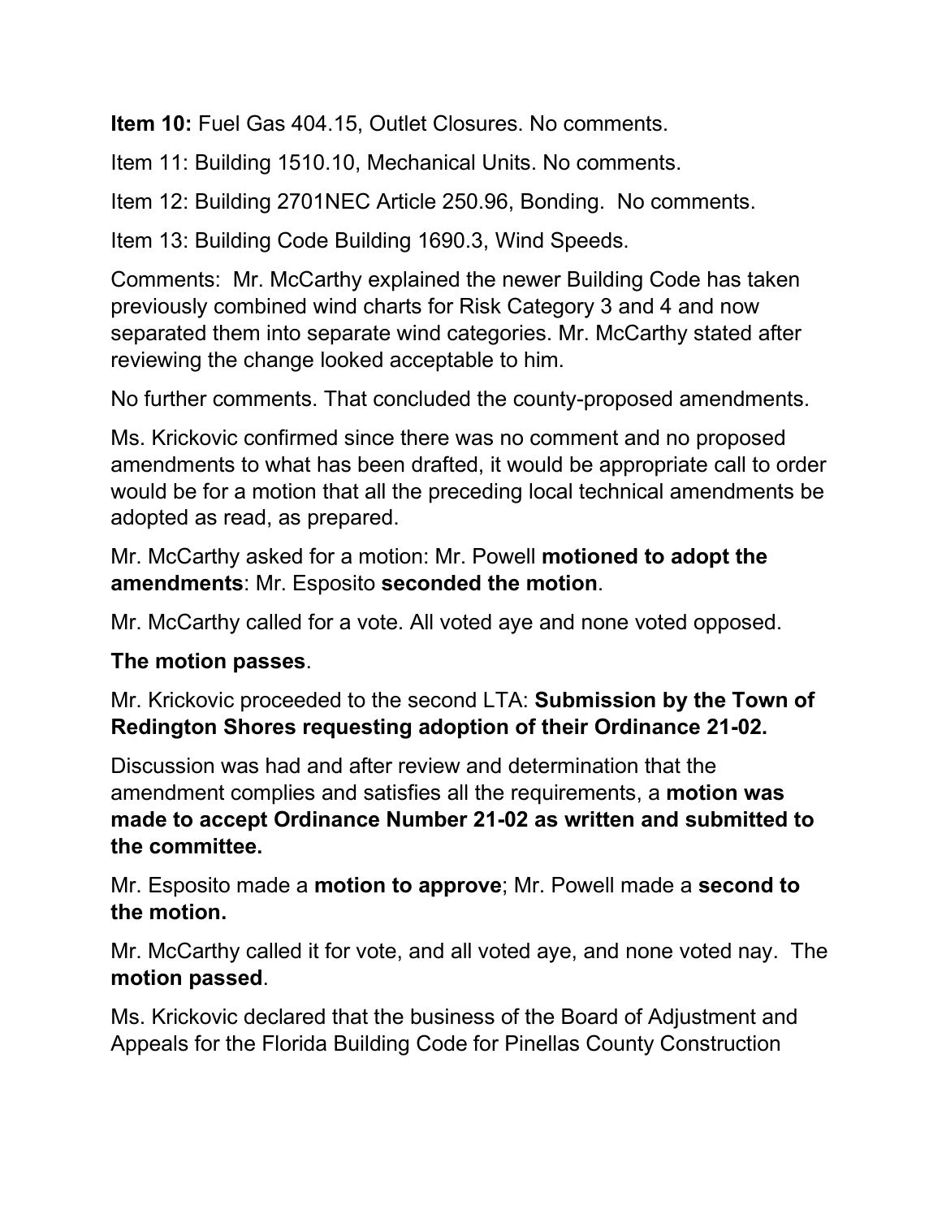**Item 10:** Fuel Gas 404.15, Outlet Closures. No comments.

Item 11: Building 1510.10, Mechanical Units. No comments.

Item 12: Building 2701NEC Article 250.96, Bonding. No comments.

Item 13: Building Code Building 1690.3, Wind Speeds.

Comments: Mr. McCarthy explained the newer Building Code has taken previously combined wind charts for Risk Category 3 and 4 and now separated them into separate wind categories. Mr. McCarthy stated after reviewing the change looked acceptable to him.

No further comments. That concluded the county-proposed amendments.

Ms. Krickovic confirmed since there was no comment and no proposed amendments to what has been drafted, it would be appropriate call to order would be for a motion that all the preceding local technical amendments be adopted as read, as prepared.

Mr. McCarthy asked for a motion: Mr. Powell **motioned to adopt the amendments**: Mr. Esposito **seconded the motion**.

Mr. McCarthy called for a vote. All voted aye and none voted opposed.

**The motion passes**.

Mr. Krickovic proceeded to the second LTA: **Submission by the Town of Redington Shores requesting adoption of their Ordinance 21-02.**

Discussion was had and after review and determination that the amendment complies and satisfies all the requirements, a **motion was made to accept Ordinance Number 21-02 as written and submitted to the committee.**

Mr. Esposito made a **motion to approve**; Mr. Powell made a **second to the motion.**

Mr. McCarthy called it for vote, and all voted aye, and none voted nay. The **motion passed**.

Ms. Krickovic declared that the business of the Board of Adjustment and Appeals for the Florida Building Code for Pinellas County Construction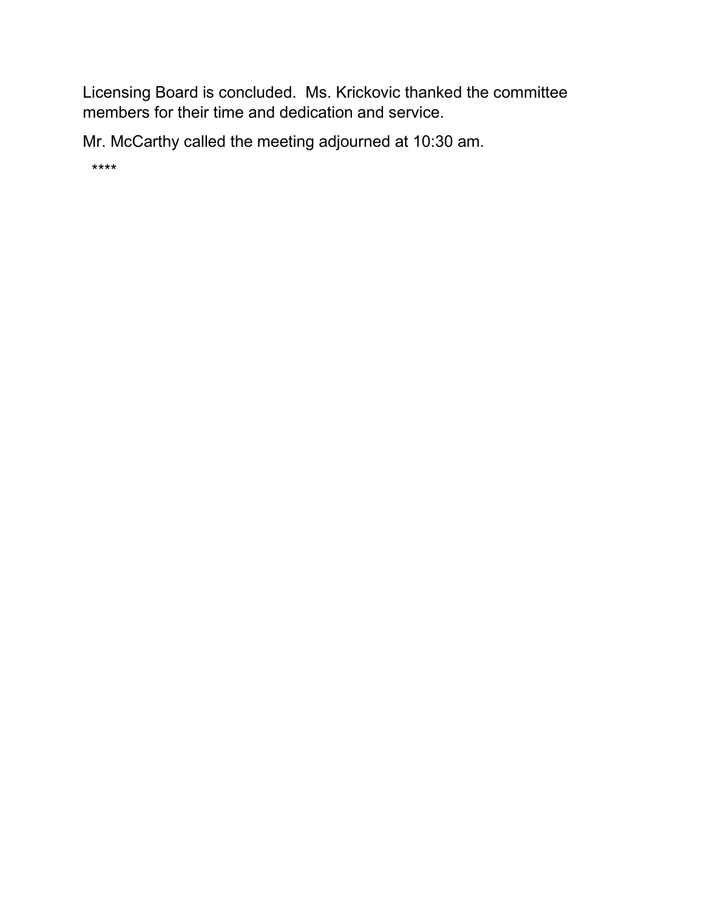Licensing Board is concluded.  Ms. Krickovic thanked the committee members for their time and dedication and service.

Mr. McCarthy called the meeting adjourned at 10:30 am.

****